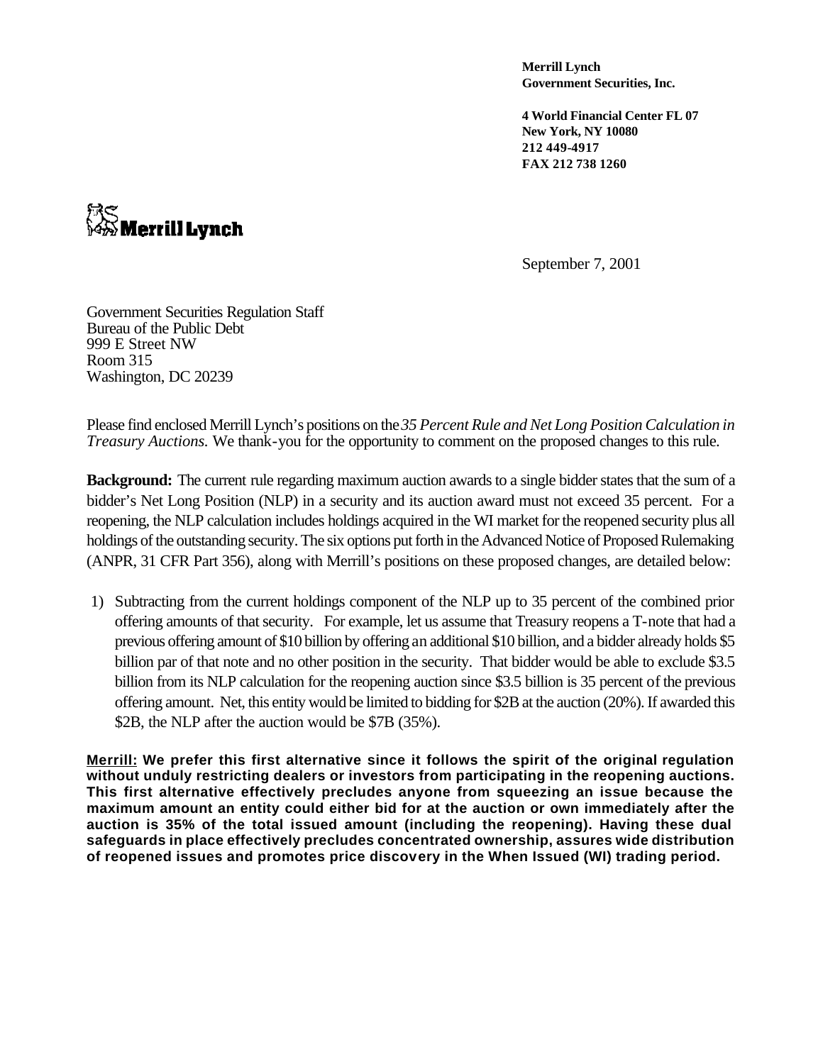**Merrill Lynch**
**Government Securities, Inc.**

**4 World Financial Center FL 07**
**New York, NY 10080**
**212 449-4917**
**FAX 212 738 1260**

Merrill Lynch

September 7, 2001

Government Securities Regulation Staff
Bureau of the Public Debt
999 E Street NW
Room 315
Washington, DC 20239

Please find enclosed Merrill Lynch's positions on the *35 Percent Rule and Net Long Position Calculation in Treasury Auctions.* We thank-you for the opportunity to comment on the proposed changes to this rule.

**Background:** The current rule regarding maximum auction awards to a single bidder states that the sum of a bidder's Net Long Position (NLP) in a security and its auction award must not exceed 35 percent. For a reopening, the NLP calculation includes holdings acquired in the WI market for the reopened security plus all holdings of the outstanding security. The six options put forth in the Advanced Notice of Proposed Rulemaking (ANPR, 31 CFR Part 356), along with Merrill's positions on these proposed changes, are detailed below:

1) Subtracting from the current holdings component of the NLP up to 35 percent of the combined prior offering amounts of that security. For example, let us assume that Treasury reopens a T-note that had a previous offering amount of $10 billion by offering an additional $10 billion, and a bidder already holds $5 billion par of that note and no other position in the security. That bidder would be able to exclude $3.5 billion from its NLP calculation for the reopening auction since $3.5 billion is 35 percent of the previous offering amount. Net, this entity would be limited to bidding for $2B at the auction (20%). If awarded this $2B, the NLP after the auction would be $7B (35%).

**Merrill: We prefer this first alternative since it follows the spirit of the original regulation without unduly restricting dealers or investors from participating in the reopening auctions. This first alternative effectively precludes anyone from squeezing an issue because the maximum amount an entity could either bid for at the auction or own immediately after the auction is 35% of the total issued amount (including the reopening). Having these dual safeguards in place effectively precludes concentrated ownership, assures wide distribution of reopened issues and promotes price discovery in the When Issued (WI) trading period.**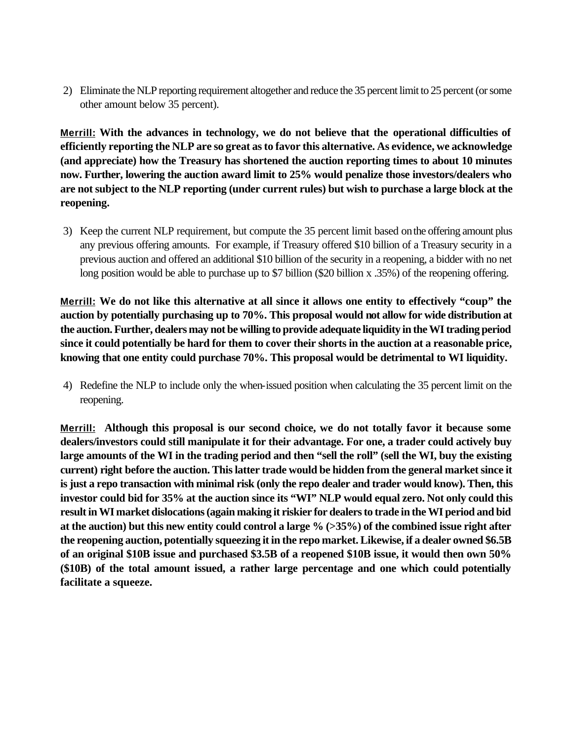2) Eliminate the NLP reporting requirement altogether and reduce the 35 percent limit to 25 percent (or some other amount below 35 percent).

**<u>Merrill:</u> With the advances in technology, we do not believe that the operational difficulties of efficiently reporting the NLP are so great as to favor this alternative. As evidence, we acknowledge (and appreciate) how the Treasury has shortened the auction reporting times to about 10 minutes now. Further, lowering the auction award limit to 25% would penalize those investors/dealers who are not subject to the NLP reporting (under current rules) but wish to purchase a large block at the reopening.**

3) Keep the current NLP requirement, but compute the 35 percent limit based on the offering amount plus any previous offering amounts. For example, if Treasury offered $10 billion of a Treasury security in a previous auction and offered an additional $10 billion of the security in a reopening, a bidder with no net long position would be able to purchase up to $7 billion ($20 billion x .35%) of the reopening offering.

**<u>Merrill:</u> We do not like this alternative at all since it allows one entity to effectively "coup" the auction by potentially purchasing up to 70%. This proposal would not allow for wide distribution at the auction. Further, dealers may not be willing to provide adequate liquidity in the WI trading period since it could potentially be hard for them to cover their shorts in the auction at a reasonable price, knowing that one entity could purchase 70%. This proposal would be detrimental to WI liquidity.**

4) Redefine the NLP to include only the when-issued position when calculating the 35 percent limit on the reopening.

**<u>Merrill:</u> Although this proposal is our second choice, we do not totally favor it because some dealers/investors could still manipulate it for their advantage. For one, a trader could actively buy large amounts of the WI in the trading period and then "sell the roll" (sell the WI, buy the existing current) right before the auction. This latter trade would be hidden from the general market since it is just a repo transaction with minimal risk (only the repo dealer and trader would know). Then, this investor could bid for 35% at the auction since its "WI" NLP would equal zero. Not only could this result in WI market dislocations (again making it riskier for dealers to trade in the WI period and bid at the auction) but this new entity could control a large % (>35%) of the combined issue right after the reopening auction, potentially squeezing it in the repo market. Likewise, if a dealer owned $6.5B of an original $10B issue and purchased $3.5B of a reopened $10B issue, it would then own 50% ($10B) of the total amount issued, a rather large percentage and one which could potentially facilitate a squeeze.**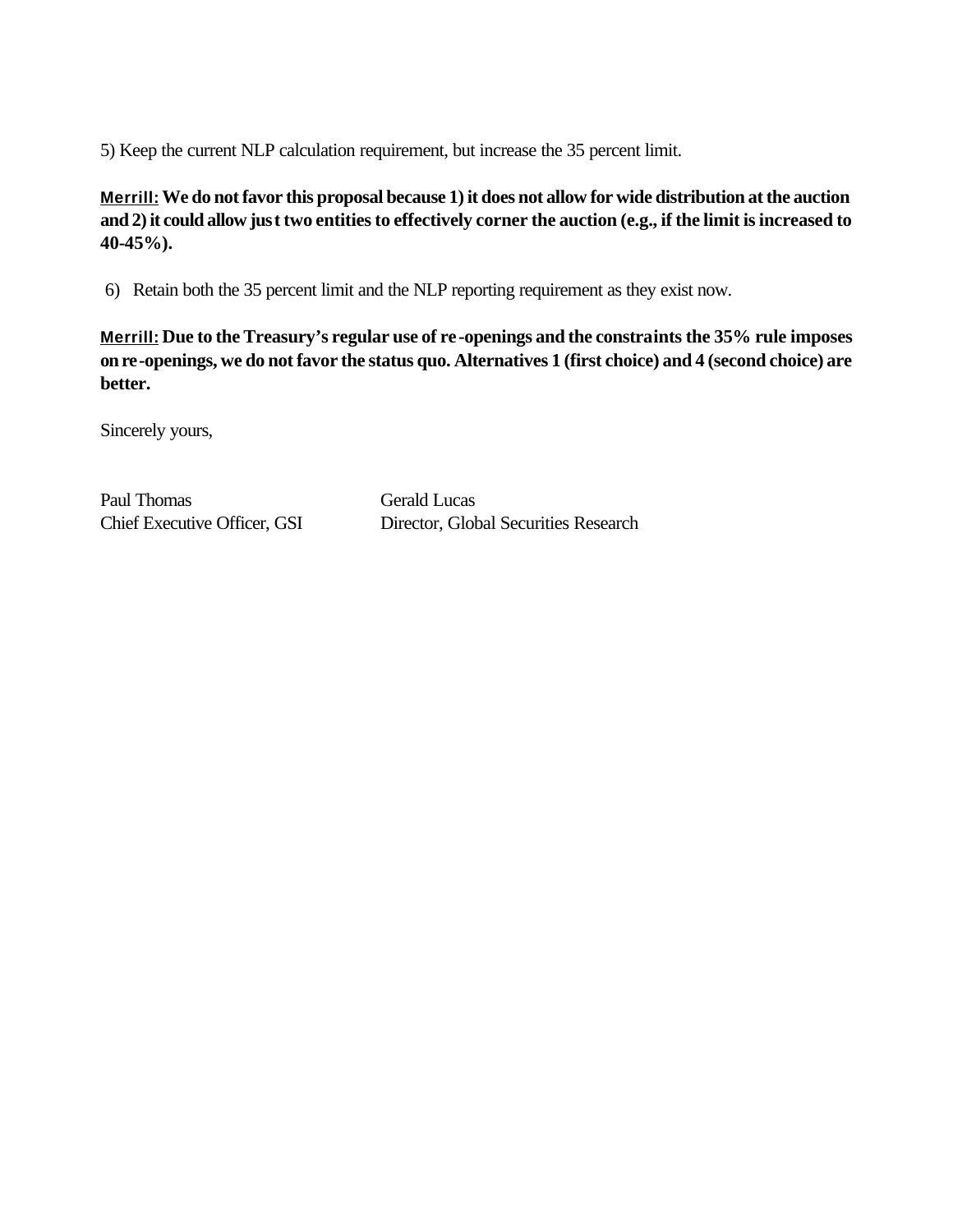5) Keep the current NLP calculation requirement, but increase the 35 percent limit.

**Merrill: We do not favor this proposal because 1) it does not allow for wide distribution at the auction and 2) it could allow just two entities to effectively corner the auction (e.g., if the limit is increased to 40-45%).**

6) Retain both the 35 percent limit and the NLP reporting requirement as they exist now.

**Merrill: Due to the Treasury's regular use of re-openings and the constraints the 35% rule imposes on re-openings, we do not favor the status quo. Alternatives 1 (first choice) and 4 (second choice) are better.**

Sincerely yours,

| | |
|---|---|
| Paul Thomas | Gerald Lucas |
| Chief Executive Officer, GSI | Director, Global Securities Research |